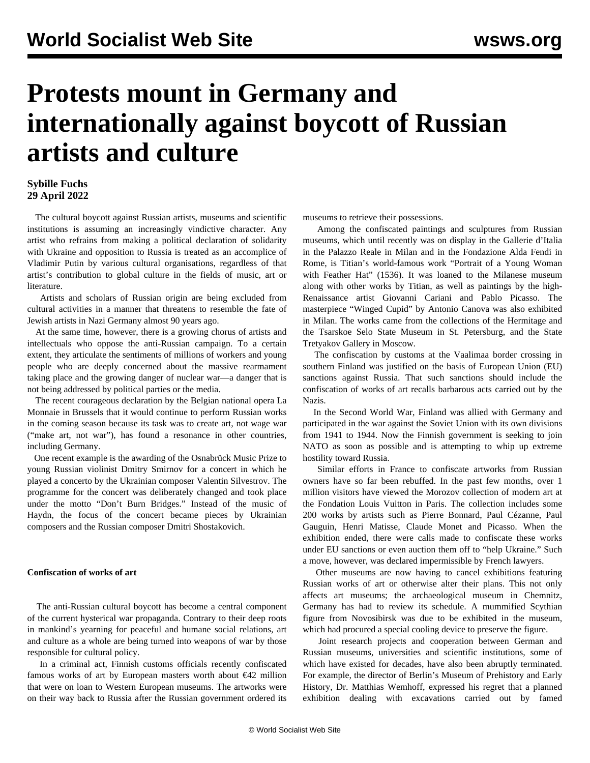# Protests mount in Germany and internationally against boycott of Russian artists and culture

**Sybille Fuchs**
**29 April 2022**

The cultural boycott against Russian artists, museums and scientific institutions is assuming an increasingly vindictive character. Any artist who refrains from making a political declaration of solidarity with Ukraine and opposition to Russia is treated as an accomplice of Vladimir Putin by various cultural organisations, regardless of that artist's contribution to global culture in the fields of music, art or literature.

Artists and scholars of Russian origin are being excluded from cultural activities in a manner that threatens to resemble the fate of Jewish artists in Nazi Germany almost 90 years ago.

At the same time, however, there is a growing chorus of artists and intellectuals who oppose the anti-Russian campaign. To a certain extent, they articulate the sentiments of millions of workers and young people who are deeply concerned about the massive rearmament taking place and the growing danger of nuclear war—a danger that is not being addressed by political parties or the media.

The recent courageous declaration by the Belgian national opera La Monnaie in Brussels that it would continue to perform Russian works in the coming season because its task was to create art, not wage war ("make art, not war"), has found a resonance in other countries, including Germany.

One recent example is the awarding of the Osnabrück Music Prize to young Russian violinist Dmitry Smirnov for a concert in which he played a concerto by the Ukrainian composer Valentin Silvestrov. The programme for the concert was deliberately changed and took place under the motto "Don't Burn Bridges." Instead of the music of Haydn, the focus of the concert became pieces by Ukrainian composers and the Russian composer Dmitri Shostakovich.

**Confiscation of works of art**

The anti-Russian cultural boycott has become a central component of the current hysterical war propaganda. Contrary to their deep roots in mankind's yearning for peaceful and humane social relations, art and culture as a whole are being turned into weapons of war by those responsible for cultural policy.

In a criminal act, Finnish customs officials recently confiscated famous works of art by European masters worth about €42 million that were on loan to Western European museums. The artworks were on their way back to Russia after the Russian government ordered its museums to retrieve their possessions.

Among the confiscated paintings and sculptures from Russian museums, which until recently was on display in the Gallerie d'Italia in the Palazzo Reale in Milan and in the Fondazione Alda Fendi in Rome, is Titian's world-famous work "Portrait of a Young Woman with Feather Hat" (1536). It was loaned to the Milanese museum along with other works by Titian, as well as paintings by the high-Renaissance artist Giovanni Cariani and Pablo Picasso. The masterpiece "Winged Cupid" by Antonio Canova was also exhibited in Milan. The works came from the collections of the Hermitage and the Tsarskoe Selo State Museum in St. Petersburg, and the State Tretyakov Gallery in Moscow.

The confiscation by customs at the Vaalimaa border crossing in southern Finland was justified on the basis of European Union (EU) sanctions against Russia. That such sanctions should include the confiscation of works of art recalls barbarous acts carried out by the Nazis.

In the Second World War, Finland was allied with Germany and participated in the war against the Soviet Union with its own divisions from 1941 to 1944. Now the Finnish government is seeking to join NATO as soon as possible and is attempting to whip up extreme hostility toward Russia.

Similar efforts in France to confiscate artworks from Russian owners have so far been rebuffed. In the past few months, over 1 million visitors have viewed the Morozov collection of modern art at the Fondation Louis Vuitton in Paris. The collection includes some 200 works by artists such as Pierre Bonnard, Paul Cézanne, Paul Gauguin, Henri Matisse, Claude Monet and Picasso. When the exhibition ended, there were calls made to confiscate these works under EU sanctions or even auction them off to "help Ukraine." Such a move, however, was declared impermissible by French lawyers.

Other museums are now having to cancel exhibitions featuring Russian works of art or otherwise alter their plans. This not only affects art museums; the archaeological museum in Chemnitz, Germany has had to review its schedule. A mummified Scythian figure from Novosibirsk was due to be exhibited in the museum, which had procured a special cooling device to preserve the figure.

Joint research projects and cooperation between German and Russian museums, universities and scientific institutions, some of which have existed for decades, have also been abruptly terminated. For example, the director of Berlin's Museum of Prehistory and Early History, Dr. Matthias Wemhoff, expressed his regret that a planned exhibition dealing with excavations carried out by famed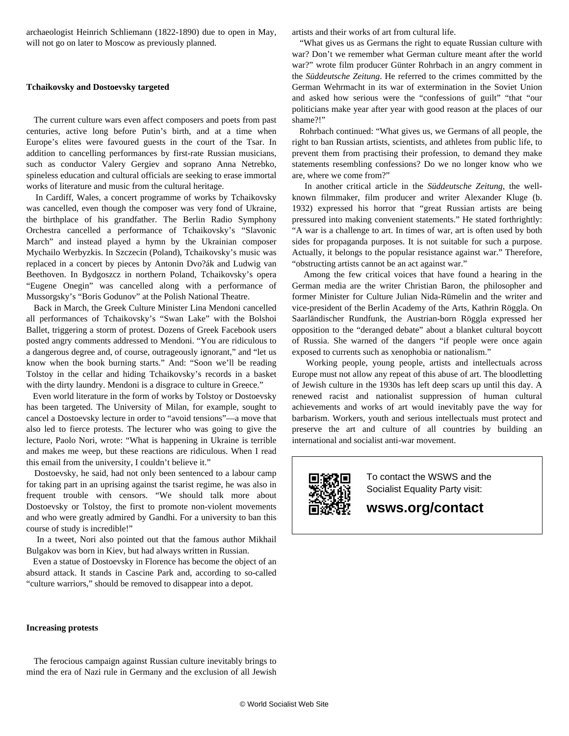archaeologist Heinrich Schliemann (1822-1890) due to open in May, will not go on later to Moscow as previously planned.

**Tchaikovsky and Dostoevsky targeted**

The current culture wars even affect composers and poets from past centuries, active long before Putin's birth, and at a time when Europe's elites were favoured guests in the court of the Tsar. In addition to cancelling performances by first-rate Russian musicians, such as conductor Valery Gergiev and soprano Anna Netrebko, spineless education and cultural officials are seeking to erase immortal works of literature and music from the cultural heritage.

In Cardiff, Wales, a concert programme of works by Tchaikovsky was cancelled, even though the composer was very fond of Ukraine, the birthplace of his grandfather. The Berlin Radio Symphony Orchestra cancelled a performance of Tchaikovsky's "Slavonic March" and instead played a hymn by the Ukrainian composer Mychailo Werbyzkis. In Szczecin (Poland), Tchaikovsky's music was replaced in a concert by pieces by Antonin Dvo?ák and Ludwig van Beethoven. In Bydgoszcz in northern Poland, Tchaikovsky's opera "Eugene Onegin" was cancelled along with a performance of Mussorgsky's "Boris Godunov" at the Polish National Theatre.

Back in March, the Greek Culture Minister Lina Mendoni cancelled all performances of Tchaikovsky's "Swan Lake" with the Bolshoi Ballet, triggering a storm of protest. Dozens of Greek Facebook users posted angry comments addressed to Mendoni. "You are ridiculous to a dangerous degree and, of course, outrageously ignorant," and "let us know when the book burning starts." And: "Soon we'll be reading Tolstoy in the cellar and hiding Tchaikovsky's records in a basket with the dirty laundry. Mendoni is a disgrace to culture in Greece."

Even world literature in the form of works by Tolstoy or Dostoevsky has been targeted. The University of Milan, for example, sought to cancel a Dostoevsky lecture in order to "avoid tensions"—a move that also led to fierce protests. The lecturer who was going to give the lecture, Paolo Nori, wrote: "What is happening in Ukraine is terrible and makes me weep, but these reactions are ridiculous. When I read this email from the university, I couldn't believe it."

Dostoevsky, he said, had not only been sentenced to a labour camp for taking part in an uprising against the tsarist regime, he was also in frequent trouble with censors. "We should talk more about Dostoevsky or Tolstoy, the first to promote non-violent movements and who were greatly admired by Gandhi. For a university to ban this course of study is incredible!"

In a tweet, Nori also pointed out that the famous author Mikhail Bulgakov was born in Kiev, but had always written in Russian.

Even a statue of Dostoevsky in Florence has become the object of an absurd attack. It stands in Cascine Park and, according to so-called "culture warriors," should be removed to disappear into a depot.

**Increasing protests**

The ferocious campaign against Russian culture inevitably brings to mind the era of Nazi rule in Germany and the exclusion of all Jewish artists and their works of art from cultural life.

"What gives us as Germans the right to equate Russian culture with war? Don't we remember what German culture meant after the world war?" wrote film producer Günter Rohrbach in an angry comment in the *Süddeutsche Zeitung*. He referred to the crimes committed by the German Wehrmacht in its war of extermination in the Soviet Union and asked how serious were the "confessions of guilt" "that "our politicians make year after year with good reason at the places of our shame?!"

Rohrbach continued: "What gives us, we Germans of all people, the right to ban Russian artists, scientists, and athletes from public life, to prevent them from practising their profession, to demand they make statements resembling confessions? Do we no longer know who we are, where we come from?"

In another critical article in the *Süddeutsche Zeitung*, the well-known filmmaker, film producer and writer Alexander Kluge (b. 1932) expressed his horror that "great Russian artists are being pressured into making convenient statements." He stated forthrightly: "A war is a challenge to art. In times of war, art is often used by both sides for propaganda purposes. It is not suitable for such a purpose. Actually, it belongs to the popular resistance against war." Therefore, "obstructing artists cannot be an act against war."

Among the few critical voices that have found a hearing in the German media are the writer Christian Baron, the philosopher and former Minister for Culture Julian Nida-Rümelin and the writer and vice-president of the Berlin Academy of the Arts, Kathrin Röggla. On Saarländischer Rundfunk, the Austrian-born Röggla expressed her opposition to the "deranged debate" about a blanket cultural boycott of Russia. She warned of the dangers "if people were once again exposed to currents such as xenophobia or nationalism."

Working people, young people, artists and intellectuals across Europe must not allow any repeat of this abuse of art. The bloodletting of Jewish culture in the 1930s has left deep scars up until this day. A renewed racist and nationalist suppression of human cultural achievements and works of art would inevitably pave the way for barbarism. Workers, youth and serious intellectuals must protect and preserve the art and culture of all countries by building an international and socialist anti-war movement.

To contact the WSWS and the Socialist Equality Party visit:

**wsws.org/contact**